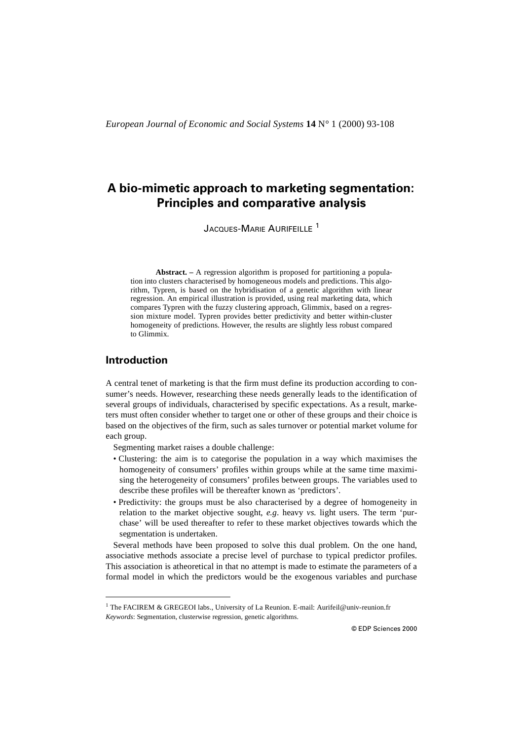# A bio-mimetic approach to marketing segmentation: Principles and comparative analysis

JACQUES-MARIE AURIFEILLE [1]

**Abstract. –** A regression algorithm is proposed for partitioning a population into clusters characterised by homogeneous models and predictions. This algorithm, Typren, is based on the hybridisation of a genetic algorithm with linear regression. An empirical illustration is provided, using real marketing data, which compares Typren with the fuzzy clustering approach, Glimmix, based on a regression mixture model. Typren provides better predictivity and better within-cluster homogeneity of predictions. However, the results are slightly less robust compared to Glimmix.

## Introduction

A central tenet of marketing is that the firm must define its production according to consumer's needs. However, researching these needs generally leads to the identification of several groups of individuals, characterised by specific expectations. As a result, marketers must often consider whether to target one or other of these groups and their choice is based on the objectives of the firm, such as sales turnover or potential market volume for each group.

Segmenting market raises a double challenge:

- Clustering: the aim is to categorise the population in a way which maximises the homogeneity of consumers' profiles within groups while at the same time maximising the heterogeneity of consumers' profiles between groups. The variables used to describe these profiles will be thereafter known as 'predictors'.
- Predictivity: the groups must be also characterised by a degree of homogeneity in relation to the market objective sought, *e.g*. heavy *vs.* light users. The term 'purchase' will be used thereafter to refer to these market objectives towards which the segmentation is undertaken.

Several methods have been proposed to solve this dual problem. On the one hand, associative methods associate a precise level of purchase to typical predictor profiles. This association is atheoretical in that no attempt is made to estimate the parameters of a formal model in which the predictors would be the exogenous variables and purchase

---

[1] The FACIREM & GREGEOI labs., University of La Reunion. E-mail: Aurifeil@univ-reunion.fr

*Keywords*: Segmentation, clusterwise regression, genetic algorithms.

© EDP Sciences 2000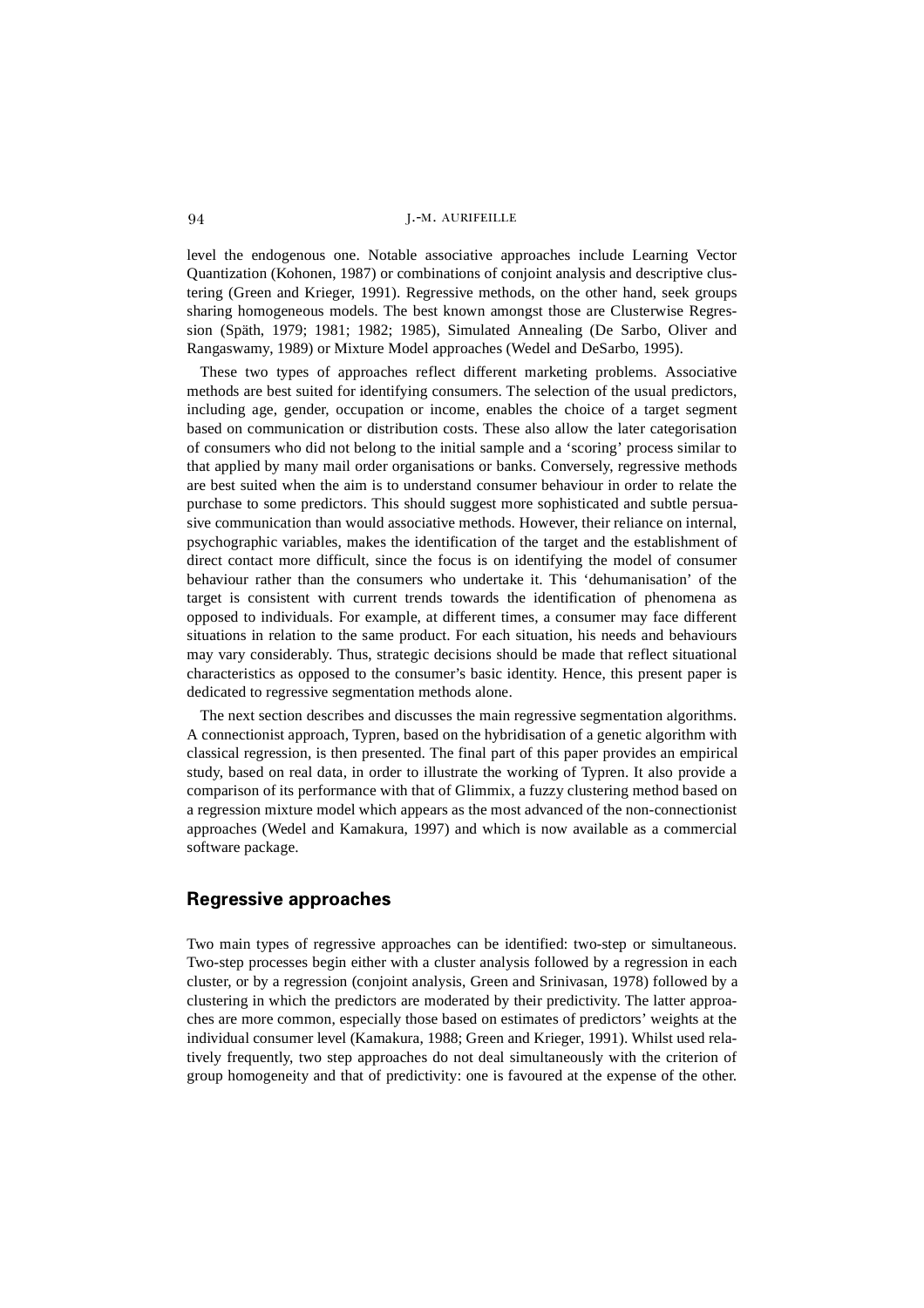level the endogenous one. Notable associative approaches include Learning Vector Quantization (Kohonen, 1987) or combinations of conjoint analysis and descriptive clustering (Green and Krieger, 1991). Regressive methods, on the other hand, seek groups sharing homogeneous models. The best known amongst those are Clusterwise Regression (Späth, 1979; 1981; 1982; 1985), Simulated Annealing (De Sarbo, Oliver and Rangaswamy, 1989) or Mixture Model approaches (Wedel and DeSarbo, 1995).

These two types of approaches reflect different marketing problems. Associative methods are best suited for identifying consumers. The selection of the usual predictors, including age, gender, occupation or income, enables the choice of a target segment based on communication or distribution costs. These also allow the later categorisation of consumers who did not belong to the initial sample and a 'scoring' process similar to that applied by many mail order organisations or banks. Conversely, regressive methods are best suited when the aim is to understand consumer behaviour in order to relate the purchase to some predictors. This should suggest more sophisticated and subtle persuasive communication than would associative methods. However, their reliance on internal, psychographic variables, makes the identification of the target and the establishment of direct contact more difficult, since the focus is on identifying the model of consumer behaviour rather than the consumers who undertake it. This 'dehumanisation' of the target is consistent with current trends towards the identification of phenomena as opposed to individuals. For example, at different times, a consumer may face different situations in relation to the same product. For each situation, his needs and behaviours may vary considerably. Thus, strategic decisions should be made that reflect situational characteristics as opposed to the consumer's basic identity. Hence, this present paper is dedicated to regressive segmentation methods alone.

The next section describes and discusses the main regressive segmentation algorithms. A connectionist approach, Typren, based on the hybridisation of a genetic algorithm with classical regression, is then presented. The final part of this paper provides an empirical study, based on real data, in order to illustrate the working of Typren. It also provide a comparison of its performance with that of Glimmix, a fuzzy clustering method based on a regression mixture model which appears as the most advanced of the non-connectionist approaches (Wedel and Kamakura, 1997) and which is now available as a commercial software package.

## Regressive approaches

Two main types of regressive approaches can be identified: two-step or simultaneous. Two-step processes begin either with a cluster analysis followed by a regression in each cluster, or by a regression (conjoint analysis, Green and Srinivasan, 1978) followed by a clustering in which the predictors are moderated by their predictivity. The latter approaches are more common, especially those based on estimates of predictors' weights at the individual consumer level (Kamakura, 1988; Green and Krieger, 1991). Whilst used relatively frequently, two step approaches do not deal simultaneously with the criterion of group homogeneity and that of predictivity: one is favoured at the expense of the other.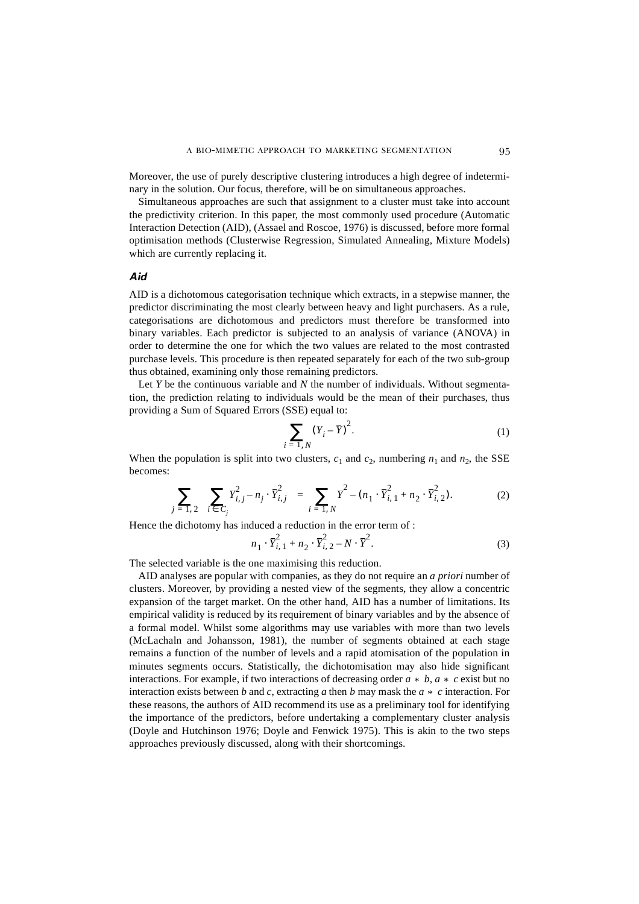Moreover, the use of purely descriptive clustering introduces a high degree of indeterminary in the solution. Our focus, therefore, will be on simultaneous approaches.

Simultaneous approaches are such that assignment to a cluster must take into account the predictivity criterion. In this paper, the most commonly used procedure (Automatic Interaction Detection (AID), (Assael and Roscoe, 1976) is discussed, before more formal optimisation methods (Clusterwise Regression, Simulated Annealing, Mixture Models) which are currently replacing it.

### *Aid*

AID is a dichotomous categorisation technique which extracts, in a stepwise manner, the predictor discriminating the most clearly between heavy and light purchasers. As a rule, categorisations are dichotomous and predictors must therefore be transformed into binary variables. Each predictor is subjected to an analysis of variance (ANOVA) in order to determine the one for which the two values are related to the most contrasted purchase levels. This procedure is then repeated separately for each of the two sub-group thus obtained, examining only those remaining predictors.

Let $Y$ be the continuous variable and $N$ the number of individuals. Without segmentation, the prediction relating to individuals would be the mean of their purchases, thus providing a Sum of Squared Errors (SSE) equal to:

$$\sum_{i=1,N} (Y_i - \bar{Y})^2. \tag{1}$$

When the population is split into two clusters, $c_1$ and $c_2$, numbering $n_1$ and $n_2$, the SSE becomes:

$$\sum_{j=1,2} \sum_{i \in C_j} Y_{i,j}^2 - n_j \cdot \bar{Y}_{i,j}^2 = \sum_{i=1,N} Y^2 - (n_1 \cdot \bar{Y}_{i,1}^2 + n_2 \cdot \bar{Y}_{i,2}^2). \tag{2}$$

Hence the dichotomy has induced a reduction in the error term of :

$$n_1 \cdot \bar{Y}_{i,1}^2 + n_2 \cdot \bar{Y}_{i,2}^2 - N \cdot \bar{Y}^2. \tag{3}$$

The selected variable is the one maximising this reduction.

AID analyses are popular with companies, as they do not require an *a priori* number of clusters. Moreover, by providing a nested view of the segments, they allow a concentric expansion of the target market. On the other hand, AID has a number of limitations. Its empirical validity is reduced by its requirement of binary variables and by the absence of a formal model. Whilst some algorithms may use variables with more than two levels (McLachaln and Johansson, 1981), the number of segments obtained at each stage remains a function of the number of levels and a rapid atomisation of the population in minutes segments occurs. Statistically, the dichotomisation may also hide significant interactions. For example, if two interactions of decreasing order $a * b$, $a * c$ exist but no interaction exists between $b$ and $c$, extracting $a$ then $b$ may mask the $a * c$ interaction. For these reasons, the authors of AID recommend its use as a preliminary tool for identifying the importance of the predictors, before undertaking a complementary cluster analysis (Doyle and Hutchinson 1976; Doyle and Fenwick 1975). This is akin to the two steps approaches previously discussed, along with their shortcomings.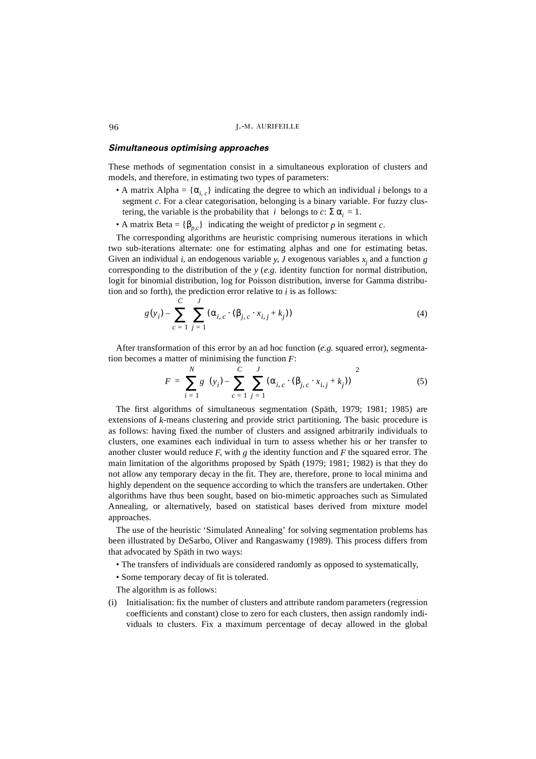### *Simultaneous optimising approaches*

These methods of segmentation consist in a simultaneous exploration of clusters and models, and therefore, in estimating two types of parameters:

- A matrix Alpha = $\{\alpha_{i,c}\}$ indicating the degree to which an individual $i$ belongs to a segment $c$. For a clear categorisation, belonging is a binary variable. For fuzzy clustering, the variable is the probability that $i$ belongs to $c$: $\Sigma\,\alpha_i = 1$.
- A matrix Beta = $\{\beta_{p,c}\}$ indicating the weight of predictor $p$ in segment $c$.

The corresponding algorithms are heuristic comprising numerous iterations in which two sub-iterations alternate: one for estimating alphas and one for estimating betas. Given an individual $i$, an endogenous variable $y$, $J$ exogenous variables $x_j$ and a function $g$ corresponding to the distribution of the $y$ (*e.g.* identity function for normal distribution, logit for binomial distribution, log for Poisson distribution, inverse for Gamma distribution and so forth), the prediction error relative to $i$ is as follows:

$$g(y_i) - \sum_{c=1}^{C} \sum_{j=1}^{J} (\alpha_{i,c} \cdot (\beta_{j,c} \cdot x_{i,j} + k_j)) \tag{4}$$

After transformation of this error by an ad hoc function (*e.g.* squared error), segmentation becomes a matter of minimising the function $F$:

$$F = \sum_{i=1}^{N} g\left(y_i) - \sum_{c=1}^{C} \sum_{j=1}^{J} (\alpha_{i,c} \cdot (\beta_{j,c} \cdot x_{i,j} + k_j)\right)^2 \tag{5}$$

The first algorithms of simultaneous segmentation (Späth, 1979; 1981; 1985) are extensions of $k$-means clustering and provide strict partitioning. The basic procedure is as follows: having fixed the number of clusters and assigned arbitrarily individuals to clusters, one examines each individual in turn to assess whether his or her transfer to another cluster would reduce $F$, with $g$ the identity function and $F$ the squared error. The main limitation of the algorithms proposed by Späth (1979; 1981; 1982) is that they do not allow any temporary decay in the fit. They are, therefore, prone to local minima and highly dependent on the sequence according to which the transfers are undertaken. Other algorithms have thus been sought, based on bio-mimetic approaches such as Simulated Annealing, or alternatively, based on statistical bases derived from mixture model approaches.

The use of the heuristic 'Simulated Annealing' for solving segmentation problems has been illustrated by DeSarbo, Oliver and Rangaswamy (1989). This process differs from that advocated by Späth in two ways:

- The transfers of individuals are considered randomly as opposed to systematically,
- Some temporary decay of fit is tolerated.

The algorithm is as follows:

(i) Initialisation: fix the number of clusters and attribute random parameters (regression coefficients and constant) close to zero for each clusters, then assign randomly individuals to clusters. Fix a maximum percentage of decay allowed in the global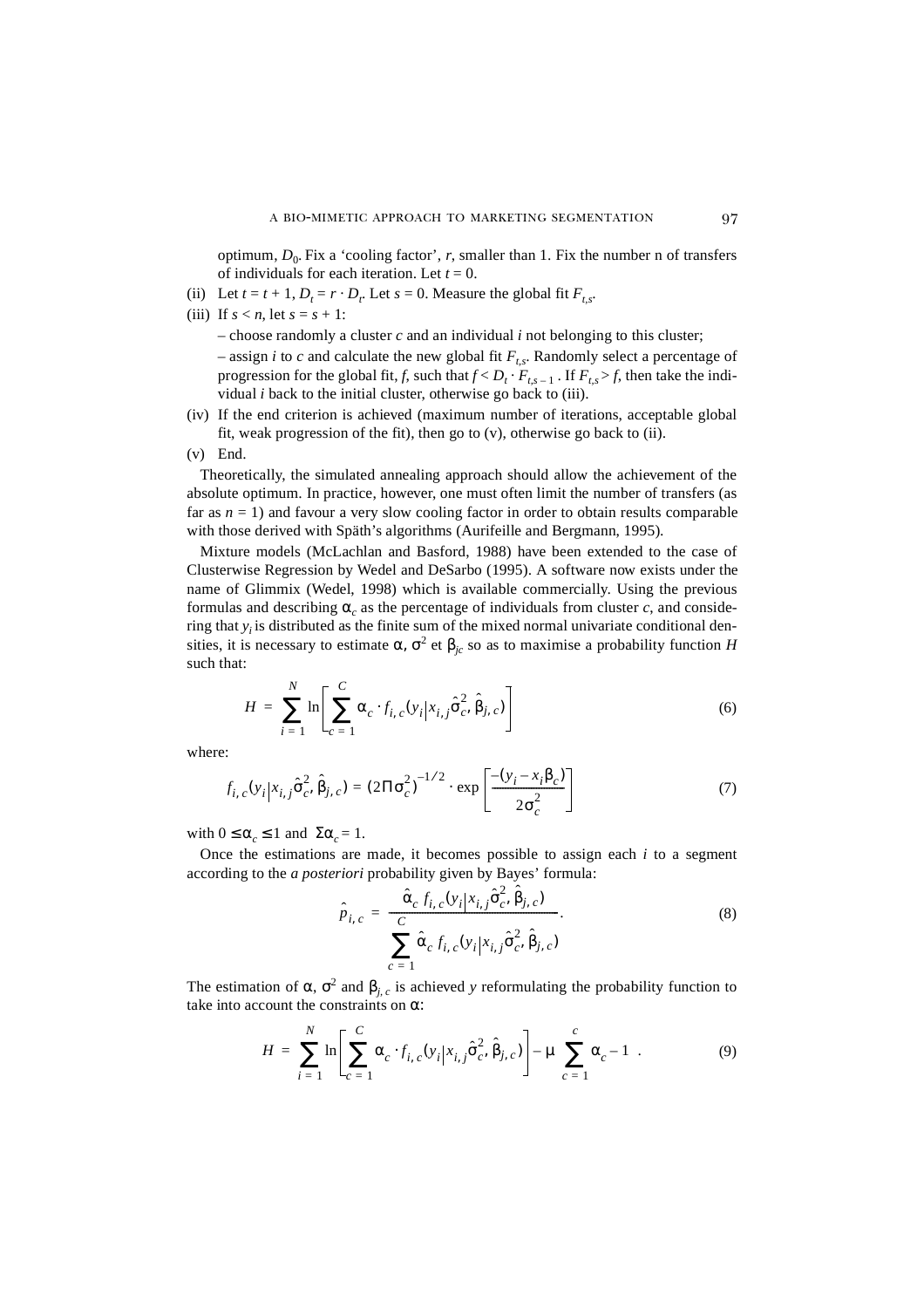optimum, $D_0$. Fix a 'cooling factor', $r$, smaller than 1. Fix the number n of transfers of individuals for each iteration. Let $t = 0$.

(ii) Let $t = t + 1$, $D_t = r \cdot D_t$. Let $s = 0$. Measure the global fit $F_{t,s}$.

(iii) If $s < n$, let $s = s + 1$:

– choose randomly a cluster $c$ and an individual $i$ not belonging to this cluster;

– assign $i$ to $c$ and calculate the new global fit $F_{t,s}$. Randomly select a percentage of progression for the global fit, $f$, such that $f < D_t \cdot F_{t,s-1}$. If $F_{t,s} > f$, then take the individual $i$ back to the initial cluster, otherwise go back to (iii).

(iv) If the end criterion is achieved (maximum number of iterations, acceptable global fit, weak progression of the fit), then go to (v), otherwise go back to (ii).

(v) End.

Theoretically, the simulated annealing approach should allow the achievement of the absolute optimum. In practice, however, one must often limit the number of transfers (as far as $n = 1$) and favour a very slow cooling factor in order to obtain results comparable with those derived with Späth's algorithms (Aurifeille and Bergmann, 1995).

Mixture models (McLachlan and Basford, 1988) have been extended to the case of Clusterwise Regression by Wedel and DeSarbo (1995). A software now exists under the name of Glimmix (Wedel, 1998) which is available commercially. Using the previous formulas and describing $\alpha_c$ as the percentage of individuals from cluster $c$, and considering that $y_i$ is distributed as the finite sum of the mixed normal univariate conditional densities, it is necessary to estimate $\alpha$, $\sigma^2$ et $\beta_{jc}$ so as to maximise a probability function $H$ such that:

$$H = \sum_{i=1}^{N} \ln\left[\sum_{c=1}^{C} \alpha_c \cdot f_{i,c}(y_i | x_{i,j} \hat{\sigma}_c^2, \hat{\beta}_{j,c})\right] \tag{6}$$

where:

$$f_{i,c}(y_i | x_{i,j} \hat{\sigma}_c^2, \hat{\beta}_{j,c}) = (2\Pi\sigma_c^2)^{-1/2} \cdot \exp\left[\frac{-(y_i - x_i\beta_c)}{2\sigma_c^2}\right] \tag{7}$$

with $0 \le \alpha_c \le 1$ and $\Sigma\alpha_c = 1$.

Once the estimations are made, it becomes possible to assign each $i$ to a segment according to the *a posteriori* probability given by Bayes' formula:

$$\hat{p}_{i,c} = \frac{\hat{\alpha}_c f_{i,c}(y_i | x_{i,j} \hat{\sigma}_c^2, \hat{\beta}_{j,c})}{\sum_{c=1}^{C} \hat{\alpha}_c f_{i,c}(y_i | x_{i,j} \hat{\sigma}_c^2, \hat{\beta}_{j,c})}. \tag{8}$$

The estimation of $\alpha$, $\sigma^2$ and $\beta_{j,c}$ is achieved $y$ reformulating the probability function to take into account the constraints on $\alpha$:

$$H = \sum_{i=1}^{N} \ln\left[\sum_{c=1}^{C} \alpha_c \cdot f_{i,c}(y_i | x_{i,j} \hat{\sigma}_c^2, \hat{\beta}_{j,c})\right] - \mu \sum_{c=1}^{c} \alpha_c - 1 \ . \tag{9}$$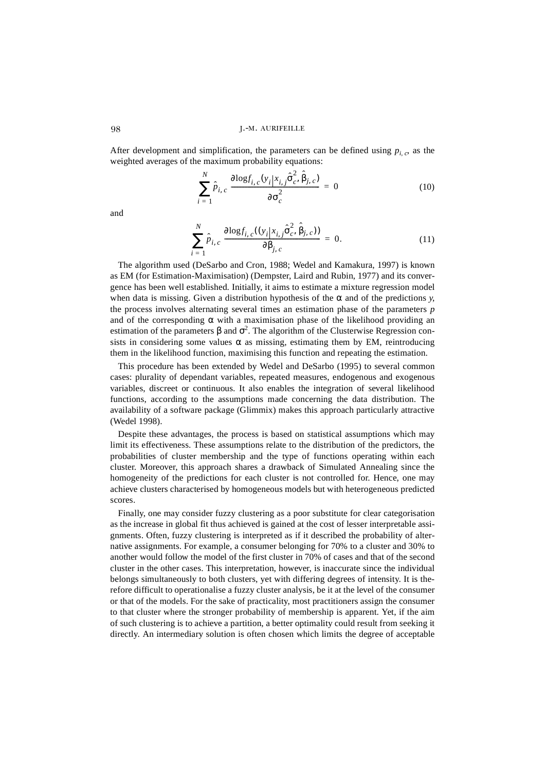After development and simplification, the parameters can be defined using $p_{i,c}$, as the weighted averages of the maximum probability equations:

$$\sum_{i=1}^{N} \hat{p}_{i,c} \frac{\partial \log f_{i,c}(y_i | x_{i,j} \hat{\sigma}_c^2, \hat{\beta}_{j,c})}{\partial \sigma_c^2} = 0 \tag{10}$$

and

$$\sum_{i=1}^{N} \hat{p}_{i,c} \frac{\partial \log f_{i,c}((y_i | x_{i,j} \hat{\sigma}_c^2, \hat{\beta}_{j,c}))}{\partial \beta_{j,c}} = 0. \tag{11}$$

The algorithm used (DeSarbo and Cron, 1988; Wedel and Kamakura, 1997) is known as EM (for Estimation-Maximisation) (Dempster, Laird and Rubin, 1977) and its convergence has been well established. Initially, it aims to estimate a mixture regression model when data is missing. Given a distribution hypothesis of the $\alpha$ and of the predictions $y$, the process involves alternating several times an estimation phase of the parameters $p$ and of the corresponding $\alpha$ with a maximisation phase of the likelihood providing an estimation of the parameters $\beta$ and $\sigma^2$. The algorithm of the Clusterwise Regression consists in considering some values $\alpha$ as missing, estimating them by EM, reintroducing them in the likelihood function, maximising this function and repeating the estimation.

This procedure has been extended by Wedel and DeSarbo (1995) to several common cases: plurality of dependant variables, repeated measures, endogenous and exogenous variables, discreet or continuous. It also enables the integration of several likelihood functions, according to the assumptions made concerning the data distribution. The availability of a software package (Glimmix) makes this approach particularly attractive (Wedel 1998).

Despite these advantages, the process is based on statistical assumptions which may limit its effectiveness. These assumptions relate to the distribution of the predictors, the probabilities of cluster membership and the type of functions operating within each cluster. Moreover, this approach shares a drawback of Simulated Annealing since the homogeneity of the predictions for each cluster is not controlled for. Hence, one may achieve clusters characterised by homogeneous models but with heterogeneous predicted scores.

Finally, one may consider fuzzy clustering as a poor substitute for clear categorisation as the increase in global fit thus achieved is gained at the cost of lesser interpretable assignments. Often, fuzzy clustering is interpreted as if it described the probability of alternative assignments. For example, a consumer belonging for 70% to a cluster and 30% to another would follow the model of the first cluster in 70% of cases and that of the second cluster in the other cases. This interpretation, however, is inaccurate since the individual belongs simultaneously to both clusters, yet with differing degrees of intensity. It is therefore difficult to operationalise a fuzzy cluster analysis, be it at the level of the consumer or that of the models. For the sake of practicality, most practitioners assign the consumer to that cluster where the stronger probability of membership is apparent. Yet, if the aim of such clustering is to achieve a partition, a better optimality could result from seeking it directly. An intermediary solution is often chosen which limits the degree of acceptable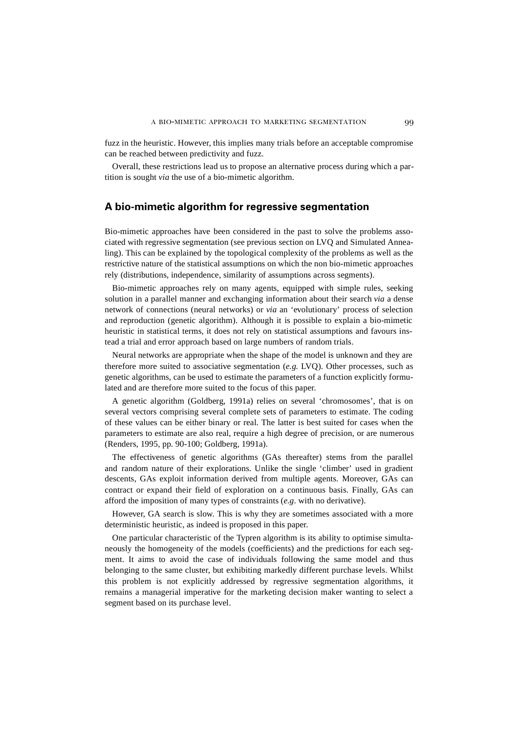fuzz in the heuristic. However, this implies many trials before an acceptable compromise can be reached between predictivity and fuzz.

Overall, these restrictions lead us to propose an alternative process during which a partition is sought *via* the use of a bio-mimetic algorithm.

## A bio-mimetic algorithm for regressive segmentation

Bio-mimetic approaches have been considered in the past to solve the problems associated with regressive segmentation (see previous section on LVQ and Simulated Annealing). This can be explained by the topological complexity of the problems as well as the restrictive nature of the statistical assumptions on which the non bio-mimetic approaches rely (distributions, independence, similarity of assumptions across segments).

Bio-mimetic approaches rely on many agents, equipped with simple rules, seeking solution in a parallel manner and exchanging information about their search *via* a dense network of connections (neural networks) or *via* an 'evolutionary' process of selection and reproduction (genetic algorithm). Although it is possible to explain a bio-mimetic heuristic in statistical terms, it does not rely on statistical assumptions and favours instead a trial and error approach based on large numbers of random trials.

Neural networks are appropriate when the shape of the model is unknown and they are therefore more suited to associative segmentation (*e.g.* LVQ). Other processes, such as genetic algorithms, can be used to estimate the parameters of a function explicitly formulated and are therefore more suited to the focus of this paper.

A genetic algorithm (Goldberg, 1991a) relies on several 'chromosomes', that is on several vectors comprising several complete sets of parameters to estimate. The coding of these values can be either binary or real. The latter is best suited for cases when the parameters to estimate are also real, require a high degree of precision, or are numerous (Renders, 1995, pp. 90-100; Goldberg, 1991a).

The effectiveness of genetic algorithms (GAs thereafter) stems from the parallel and random nature of their explorations. Unlike the single 'climber' used in gradient descents, GAs exploit information derived from multiple agents. Moreover, GAs can contract or expand their field of exploration on a continuous basis. Finally, GAs can afford the imposition of many types of constraints (*e.g*. with no derivative).

However, GA search is slow. This is why they are sometimes associated with a more deterministic heuristic, as indeed is proposed in this paper.

One particular characteristic of the Typren algorithm is its ability to optimise simultaneously the homogeneity of the models (coefficients) and the predictions for each segment. It aims to avoid the case of individuals following the same model and thus belonging to the same cluster, but exhibiting markedly different purchase levels. Whilst this problem is not explicitly addressed by regressive segmentation algorithms, it remains a managerial imperative for the marketing decision maker wanting to select a segment based on its purchase level.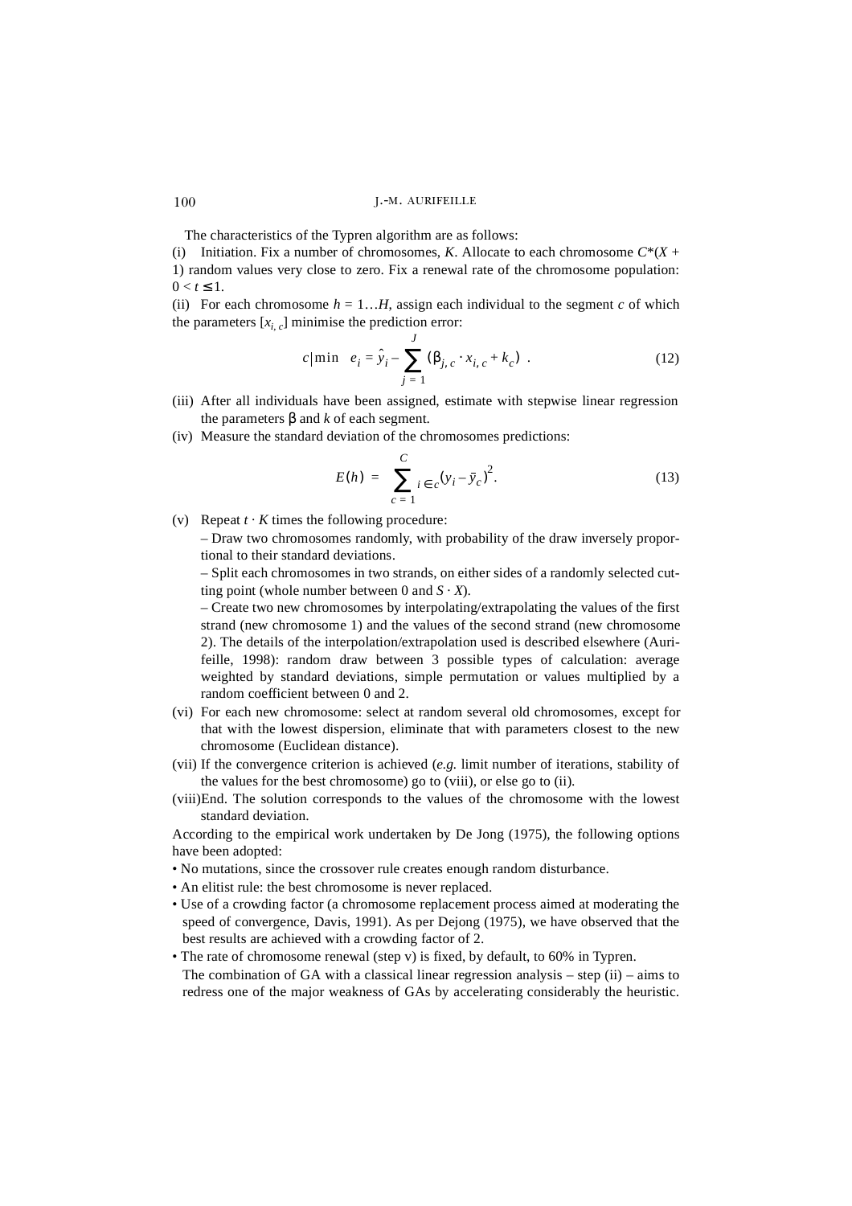The characteristics of the Typren algorithm are as follows:

(i) Initiation. Fix a number of chromosomes, $K$. Allocate to each chromosome $C^*(X + 1)$ random values very close to zero. Fix a renewal rate of the chromosome population: $0 < t \leq 1$.

(ii) For each chromosome $h = 1 \ldots H$, assign each individual to the segment $c$ of which the parameters $[x_{i,c}]$ minimise the prediction error:

$$c | \min \quad e_i = \hat{y}_i - \sum_{j=1}^{J} (\beta_{j,c} \cdot x_{i,c} + k_c) \ . \tag{12}$$

(iii) After all individuals have been assigned, estimate with stepwise linear regression the parameters β and $k$ of each segment.

(iv) Measure the standard deviation of the chromosomes predictions:

$$E(h) = \sum_{c=1}^{C} {}_{i \in c}(y_i - \bar{y}_c)^2. \tag{13}$$

(v) Repeat $t \cdot K$ times the following procedure:

– Draw two chromosomes randomly, with probability of the draw inversely proportional to their standard deviations.

– Split each chromosomes in two strands, on either sides of a randomly selected cutting point (whole number between 0 and $S \cdot X$).

– Create two new chromosomes by interpolating/extrapolating the values of the first strand (new chromosome 1) and the values of the second strand (new chromosome 2). The details of the interpolation/extrapolation used is described elsewhere (Aurifeille, 1998): random draw between 3 possible types of calculation: average weighted by standard deviations, simple permutation or values multiplied by a random coefficient between 0 and 2.

(vi) For each new chromosome: select at random several old chromosomes, except for that with the lowest dispersion, eliminate that with parameters closest to the new chromosome (Euclidean distance).

(vii) If the convergence criterion is achieved (*e.g.* limit number of iterations, stability of the values for the best chromosome) go to (viii), or else go to (ii).

(viii) End. The solution corresponds to the values of the chromosome with the lowest standard deviation.

According to the empirical work undertaken by De Jong (1975), the following options have been adopted:

• No mutations, since the crossover rule creates enough random disturbance.

• An elitist rule: the best chromosome is never replaced.

• Use of a crowding factor (a chromosome replacement process aimed at moderating the speed of convergence, Davis, 1991). As per Dejong (1975), we have observed that the best results are achieved with a crowding factor of 2.

• The rate of chromosome renewal (step v) is fixed, by default, to 60% in Typren.

The combination of GA with a classical linear regression analysis – step (ii) – aims to redress one of the major weakness of GAs by accelerating considerably the heuristic.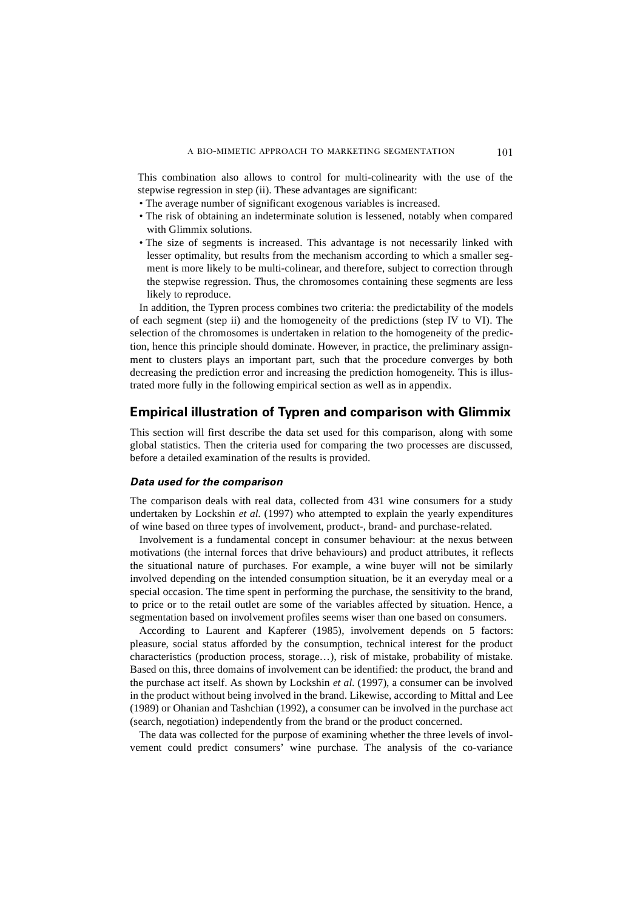This combination also allows to control for multi-colinearity with the use of the stepwise regression in step (ii). These advantages are significant:

- The average number of significant exogenous variables is increased.
- The risk of obtaining an indeterminate solution is lessened, notably when compared with Glimmix solutions.
- The size of segments is increased. This advantage is not necessarily linked with lesser optimality, but results from the mechanism according to which a smaller segment is more likely to be multi-colinear, and therefore, subject to correction through the stepwise regression. Thus, the chromosomes containing these segments are less likely to reproduce.

In addition, the Typren process combines two criteria: the predictability of the models of each segment (step ii) and the homogeneity of the predictions (step IV to VI). The selection of the chromosomes is undertaken in relation to the homogeneity of the prediction, hence this principle should dominate. However, in practice, the preliminary assignment to clusters plays an important part, such that the procedure converges by both decreasing the prediction error and increasing the prediction homogeneity. This is illustrated more fully in the following empirical section as well as in appendix.

## Empirical illustration of Typren and comparison with Glimmix

This section will first describe the data set used for this comparison, along with some global statistics. Then the criteria used for comparing the two processes are discussed, before a detailed examination of the results is provided.

### *Data used for the comparison*

The comparison deals with real data, collected from 431 wine consumers for a study undertaken by Lockshin *et al.* (1997) who attempted to explain the yearly expenditures of wine based on three types of involvement, product-, brand- and purchase-related.

Involvement is a fundamental concept in consumer behaviour: at the nexus between motivations (the internal forces that drive behaviours) and product attributes, it reflects the situational nature of purchases. For example, a wine buyer will not be similarly involved depending on the intended consumption situation, be it an everyday meal or a special occasion. The time spent in performing the purchase, the sensitivity to the brand, to price or to the retail outlet are some of the variables affected by situation. Hence, a segmentation based on involvement profiles seems wiser than one based on consumers.

According to Laurent and Kapferer (1985), involvement depends on 5 factors: pleasure, social status afforded by the consumption, technical interest for the product characteristics (production process, storage…), risk of mistake, probability of mistake. Based on this, three domains of involvement can be identified: the product, the brand and the purchase act itself. As shown by Lockshin *et al.* (1997), a consumer can be involved in the product without being involved in the brand. Likewise, according to Mittal and Lee (1989) or Ohanian and Tashchian (1992), a consumer can be involved in the purchase act (search, negotiation) independently from the brand or the product concerned.

The data was collected for the purpose of examining whether the three levels of involvement could predict consumers' wine purchase. The analysis of the co-variance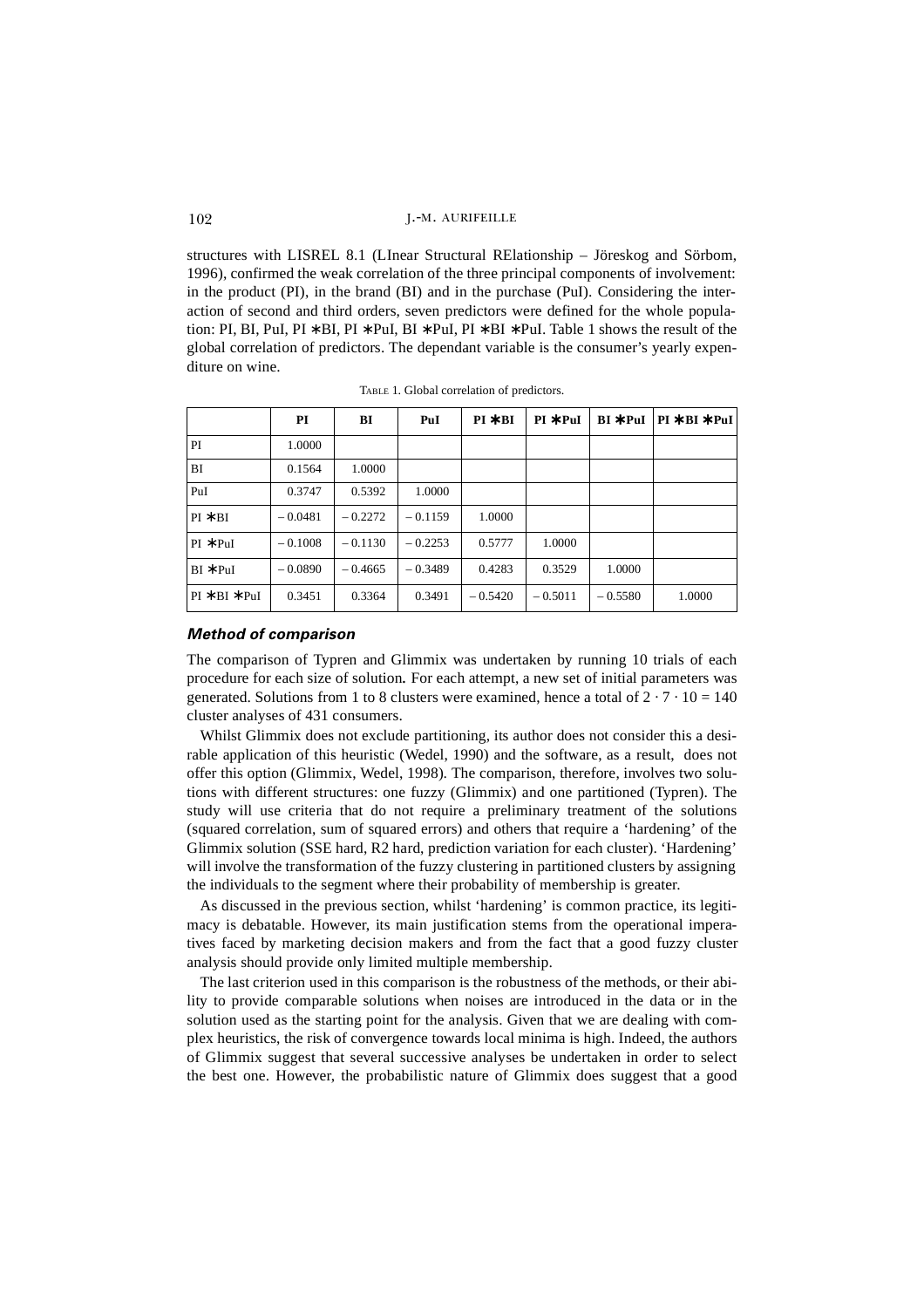structures with LISREL 8.1 (LInear Structural RElationship – Jöreskog and Sörbom, 1996), confirmed the weak correlation of the three principal components of involvement: in the product (PI), in the brand (BI) and in the purchase (PuI). Considering the interaction of second and third orders, seven predictors were defined for the whole population: PI, BI, PuI, PI ∗BI, PI ∗PuI, BI ∗PuI, PI ∗BI ∗PuI. Table 1 shows the result of the global correlation of predictors. The dependant variable is the consumer's yearly expenditure on wine.

TABLE 1. Global correlation of predictors.

| | PI | BI | PuI | PI ∗BI | PI ∗PuI | BI ∗PuI | PI ∗BI ∗PuI |
|---|---|---|---|---|---|---|---|
| PI | 1.0000 | | | | | | |
| BI | 0.1564 | 1.0000 | | | | | |
| PuI | 0.3747 | 0.5392 | 1.0000 | | | | |
| PI ∗BI | – 0.0481 | – 0.2272 | – 0.1159 | 1.0000 | | | |
| PI ∗PuI | – 0.1008 | – 0.1130 | – 0.2253 | 0.5777 | 1.0000 | | |
| BI ∗PuI | – 0.0890 | – 0.4665 | – 0.3489 | 0.4283 | 0.3529 | 1.0000 | |
| PI ∗BI ∗PuI | 0.3451 | 0.3364 | 0.3491 | – 0.5420 | – 0.5011 | – 0.5580 | 1.0000 |

### *Method of comparison*

The comparison of Typren and Glimmix was undertaken by running 10 trials of each procedure for each size of solution. For each attempt, a new set of initial parameters was generated. Solutions from 1 to 8 clusters were examined, hence a total of $2 \cdot 7 \cdot 10 = 140$ cluster analyses of 431 consumers.

Whilst Glimmix does not exclude partitioning, its author does not consider this a desirable application of this heuristic (Wedel, 1990) and the software, as a result, does not offer this option (Glimmix, Wedel, 1998). The comparison, therefore, involves two solutions with different structures: one fuzzy (Glimmix) and one partitioned (Typren). The study will use criteria that do not require a preliminary treatment of the solutions (squared correlation, sum of squared errors) and others that require a 'hardening' of the Glimmix solution (SSE hard, R2 hard, prediction variation for each cluster). 'Hardening' will involve the transformation of the fuzzy clustering in partitioned clusters by assigning the individuals to the segment where their probability of membership is greater.

As discussed in the previous section, whilst 'hardening' is common practice, its legitimacy is debatable. However, its main justification stems from the operational imperatives faced by marketing decision makers and from the fact that a good fuzzy cluster analysis should provide only limited multiple membership.

The last criterion used in this comparison is the robustness of the methods, or their ability to provide comparable solutions when noises are introduced in the data or in the solution used as the starting point for the analysis. Given that we are dealing with complex heuristics, the risk of convergence towards local minima is high. Indeed, the authors of Glimmix suggest that several successive analyses be undertaken in order to select the best one. However, the probabilistic nature of Glimmix does suggest that a good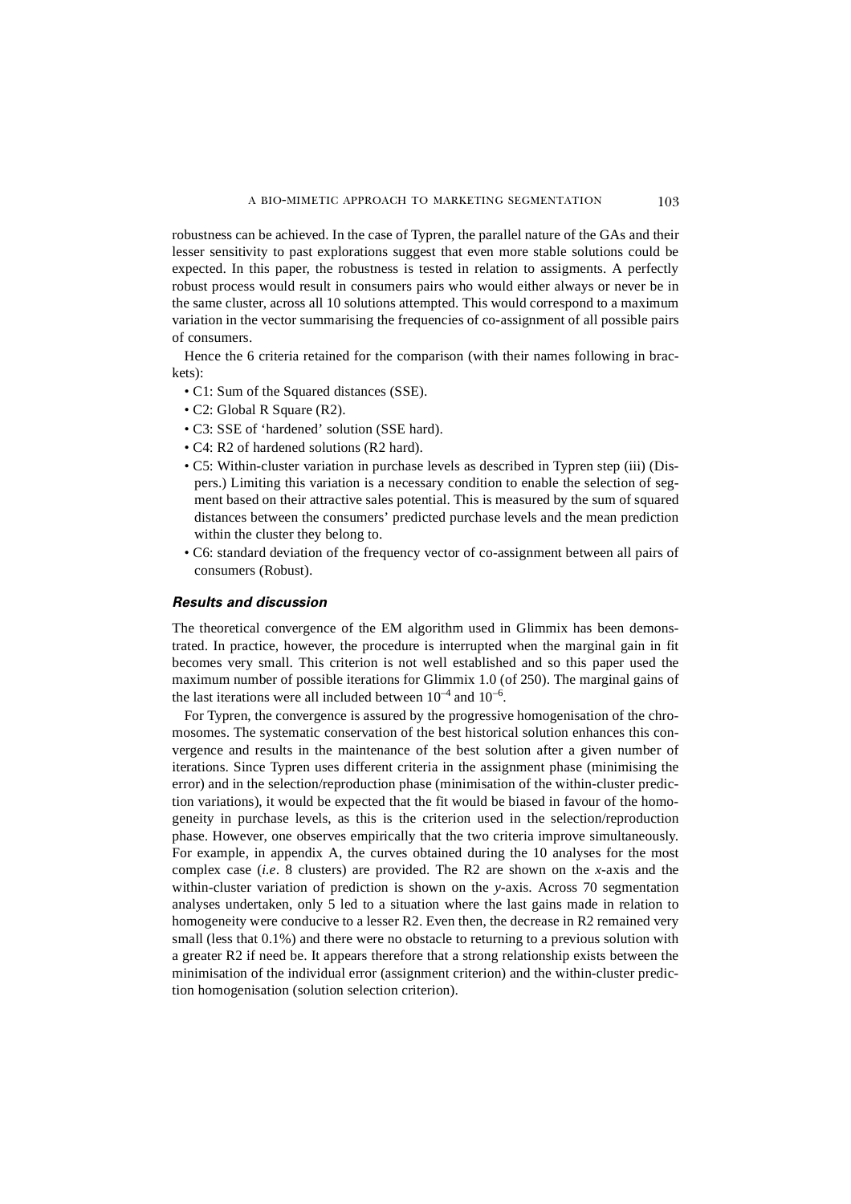robustness can be achieved. In the case of Typren, the parallel nature of the GAs and their lesser sensitivity to past explorations suggest that even more stable solutions could be expected. In this paper, the robustness is tested in relation to assigments. A perfectly robust process would result in consumers pairs who would either always or never be in the same cluster, across all 10 solutions attempted. This would correspond to a maximum variation in the vector summarising the frequencies of co-assignment of all possible pairs of consumers.

Hence the 6 criteria retained for the comparison (with their names following in brackets):

- C1: Sum of the Squared distances (SSE).
- C2: Global R Square (R2).
- C3: SSE of 'hardened' solution (SSE hard).
- C4: R2 of hardened solutions (R2 hard).
- C5: Within-cluster variation in purchase levels as described in Typren step (iii) (Dispers.) Limiting this variation is a necessary condition to enable the selection of segment based on their attractive sales potential. This is measured by the sum of squared distances between the consumers' predicted purchase levels and the mean prediction within the cluster they belong to.
- C6: standard deviation of the frequency vector of co-assignment between all pairs of consumers (Robust).

### *Results and discussion*

The theoretical convergence of the EM algorithm used in Glimmix has been demonstrated. In practice, however, the procedure is interrupted when the marginal gain in fit becomes very small. This criterion is not well established and so this paper used the maximum number of possible iterations for Glimmix 1.0 (of 250). The marginal gains of the last iterations were all included between $10^{-4}$ and $10^{-6}$.

For Typren, the convergence is assured by the progressive homogenisation of the chromosomes. The systematic conservation of the best historical solution enhances this convergence and results in the maintenance of the best solution after a given number of iterations. Since Typren uses different criteria in the assignment phase (minimising the error) and in the selection/reproduction phase (minimisation of the within-cluster prediction variations), it would be expected that the fit would be biased in favour of the homogeneity in purchase levels, as this is the criterion used in the selection/reproduction phase. However, one observes empirically that the two criteria improve simultaneously. For example, in appendix A, the curves obtained during the 10 analyses for the most complex case (*i.e*. 8 clusters) are provided. The R2 are shown on the *x*-axis and the within-cluster variation of prediction is shown on the *y*-axis. Across 70 segmentation analyses undertaken, only 5 led to a situation where the last gains made in relation to homogeneity were conducive to a lesser R2. Even then, the decrease in R2 remained very small (less that 0.1%) and there were no obstacle to returning to a previous solution with a greater R2 if need be. It appears therefore that a strong relationship exists between the minimisation of the individual error (assignment criterion) and the within-cluster prediction homogenisation (solution selection criterion).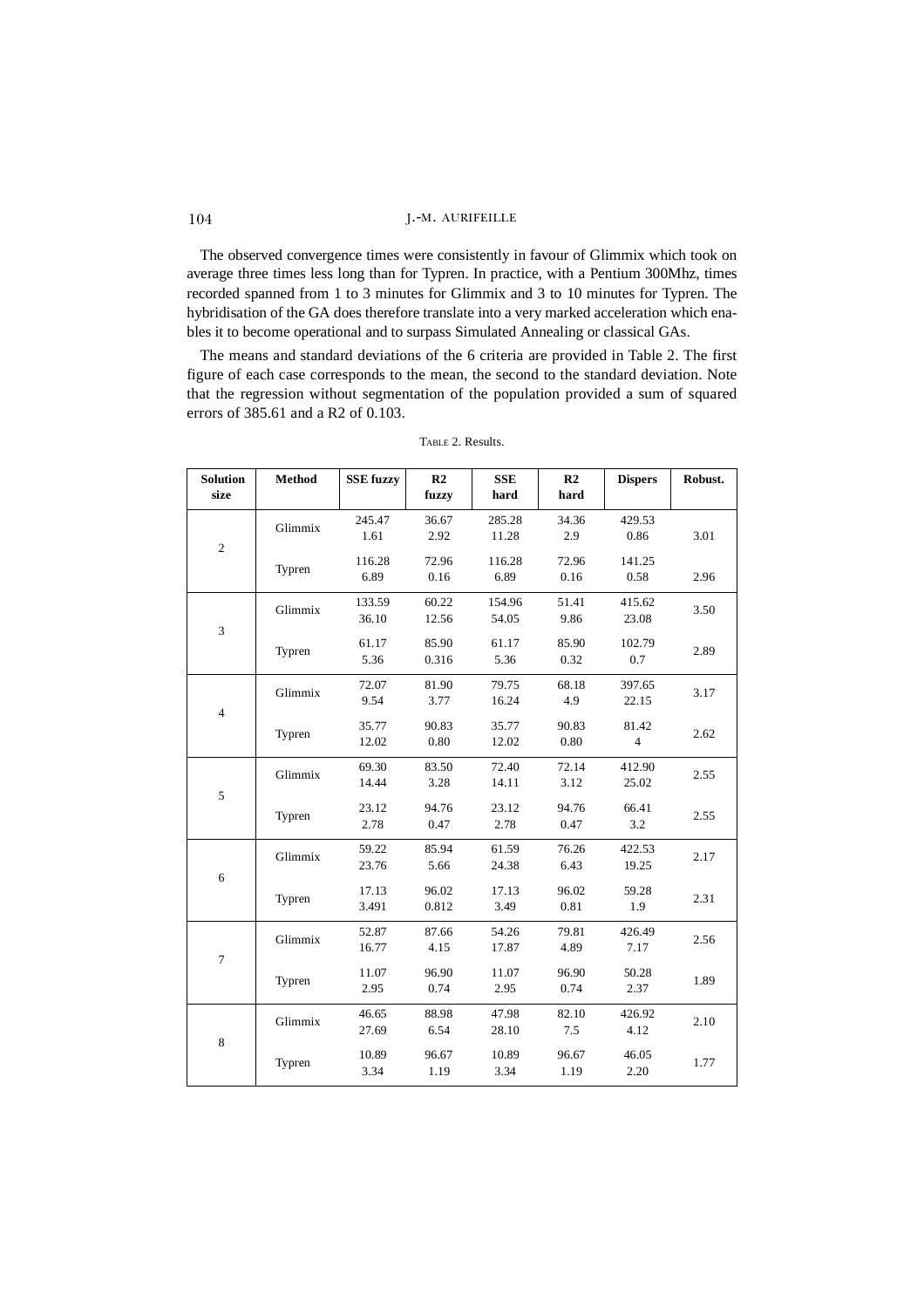The observed convergence times were consistently in favour of Glimmix which took on average three times less long than for Typren. In practice, with a Pentium 300Mhz, times recorded spanned from 1 to 3 minutes for Glimmix and 3 to 10 minutes for Typren. The hybridisation of the GA does therefore translate into a very marked acceleration which enables it to become operational and to surpass Simulated Annealing or classical GAs.

The means and standard deviations of the 6 criteria are provided in Table 2. The first figure of each case corresponds to the mean, the second to the standard deviation. Note that the regression without segmentation of the population provided a sum of squared errors of 385.61 and a R2 of 0.103.

TABLE 2. Results.

| Solution size | Method | SSE fuzzy | R2 fuzzy | SSE hard | R2 hard | Dispers | Robust. |
|---|---|---|---|---|---|---|---|
| 2 | Glimmix | 245.47<br>1.61 | 36.67<br>2.92 | 285.28<br>11.28 | 34.36<br>2.9 | 429.53<br>0.86 | 3.01 |
| | Typren | 116.28<br>6.89 | 72.96<br>0.16 | 116.28<br>6.89 | 72.96<br>0.16 | 141.25<br>0.58 | 2.96 |
| 3 | Glimmix | 133.59<br>36.10 | 60.22<br>12.56 | 154.96<br>54.05 | 51.41<br>9.86 | 415.62<br>23.08 | 3.50 |
| | Typren | 61.17<br>5.36 | 85.90<br>0.316 | 61.17<br>5.36 | 85.90<br>0.32 | 102.79<br>0.7 | 2.89 |
| 4 | Glimmix | 72.07<br>9.54 | 81.90<br>3.77 | 79.75<br>16.24 | 68.18<br>4.9 | 397.65<br>22.15 | 3.17 |
| | Typren | 35.77<br>12.02 | 90.83<br>0.80 | 35.77<br>12.02 | 90.83<br>0.80 | 81.42<br>4 | 2.62 |
| 5 | Glimmix | 69.30<br>14.44 | 83.50<br>3.28 | 72.40<br>14.11 | 72.14<br>3.12 | 412.90<br>25.02 | 2.55 |
| | Typren | 23.12<br>2.78 | 94.76<br>0.47 | 23.12<br>2.78 | 94.76<br>0.47 | 66.41<br>3.2 | 2.55 |
| 6 | Glimmix | 59.22<br>23.76 | 85.94<br>5.66 | 61.59<br>24.38 | 76.26<br>6.43 | 422.53<br>19.25 | 2.17 |
| | Typren | 17.13<br>3.491 | 96.02<br>0.812 | 17.13<br>3.49 | 96.02<br>0.81 | 59.28<br>1.9 | 2.31 |
| 7 | Glimmix | 52.87<br>16.77 | 87.66<br>4.15 | 54.26<br>17.87 | 79.81<br>4.89 | 426.49<br>7.17 | 2.56 |
| | Typren | 11.07<br>2.95 | 96.90<br>0.74 | 11.07<br>2.95 | 96.90<br>0.74 | 50.28<br>2.37 | 1.89 |
| 8 | Glimmix | 46.65<br>27.69 | 88.98<br>6.54 | 47.98<br>28.10 | 82.10<br>7.5 | 426.92<br>4.12 | 2.10 |
| | Typren | 10.89<br>3.34 | 96.67<br>1.19 | 10.89<br>3.34 | 96.67<br>1.19 | 46.05<br>2.20 | 1.77 |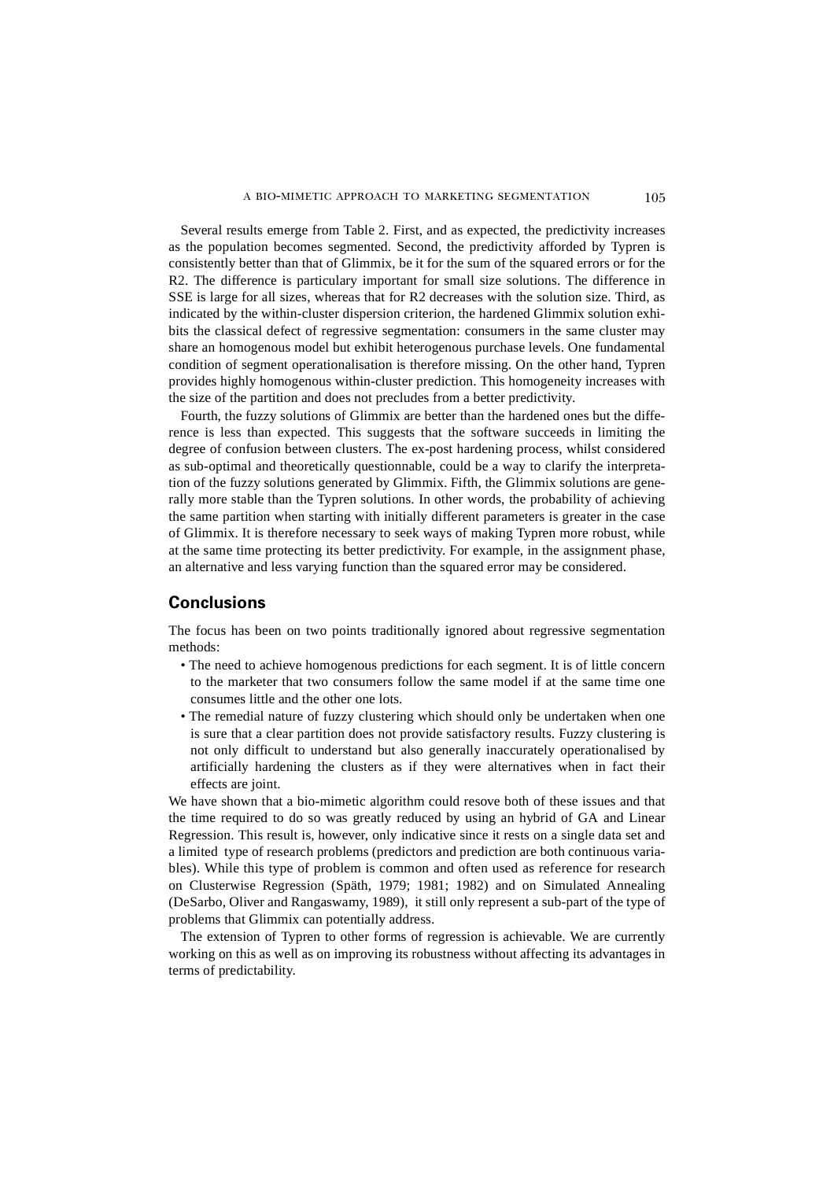Several results emerge from Table 2. First, and as expected, the predictivity increases as the population becomes segmented. Second, the predictivity afforded by Typren is consistently better than that of Glimmix, be it for the sum of the squared errors or for the R2. The difference is particulary important for small size solutions. The difference in SSE is large for all sizes, whereas that for R2 decreases with the solution size. Third, as indicated by the within-cluster dispersion criterion, the hardened Glimmix solution exhibits the classical defect of regressive segmentation: consumers in the same cluster may share an homogenous model but exhibit heterogenous purchase levels. One fundamental condition of segment operationalisation is therefore missing. On the other hand, Typren provides highly homogenous within-cluster prediction. This homogeneity increases with the size of the partition and does not precludes from a better predictivity.

Fourth, the fuzzy solutions of Glimmix are better than the hardened ones but the difference is less than expected. This suggests that the software succeeds in limiting the degree of confusion between clusters. The ex-post hardening process, whilst considered as sub-optimal and theoretically questionnable, could be a way to clarify the interpretation of the fuzzy solutions generated by Glimmix. Fifth, the Glimmix solutions are generally more stable than the Typren solutions. In other words, the probability of achieving the same partition when starting with initially different parameters is greater in the case of Glimmix. It is therefore necessary to seek ways of making Typren more robust, while at the same time protecting its better predictivity. For example, in the assignment phase, an alternative and less varying function than the squared error may be considered.

## Conclusions

The focus has been on two points traditionally ignored about regressive segmentation methods:

- The need to achieve homogenous predictions for each segment. It is of little concern to the marketer that two consumers follow the same model if at the same time one consumes little and the other one lots.
- The remedial nature of fuzzy clustering which should only be undertaken when one is sure that a clear partition does not provide satisfactory results. Fuzzy clustering is not only difficult to understand but also generally inaccurately operationalised by artificially hardening the clusters as if they were alternatives when in fact their effects are joint.

We have shown that a bio-mimetic algorithm could resove both of these issues and that the time required to do so was greatly reduced by using an hybrid of GA and Linear Regression. This result is, however, only indicative since it rests on a single data set and a limited type of research problems (predictors and prediction are both continuous variables). While this type of problem is common and often used as reference for research on Clusterwise Regression (Späth, 1979; 1981; 1982) and on Simulated Annealing (DeSarbo, Oliver and Rangaswamy, 1989), it still only represent a sub-part of the type of problems that Glimmix can potentially address.

The extension of Typren to other forms of regression is achievable. We are currently working on this as well as on improving its robustness without affecting its advantages in terms of predictability.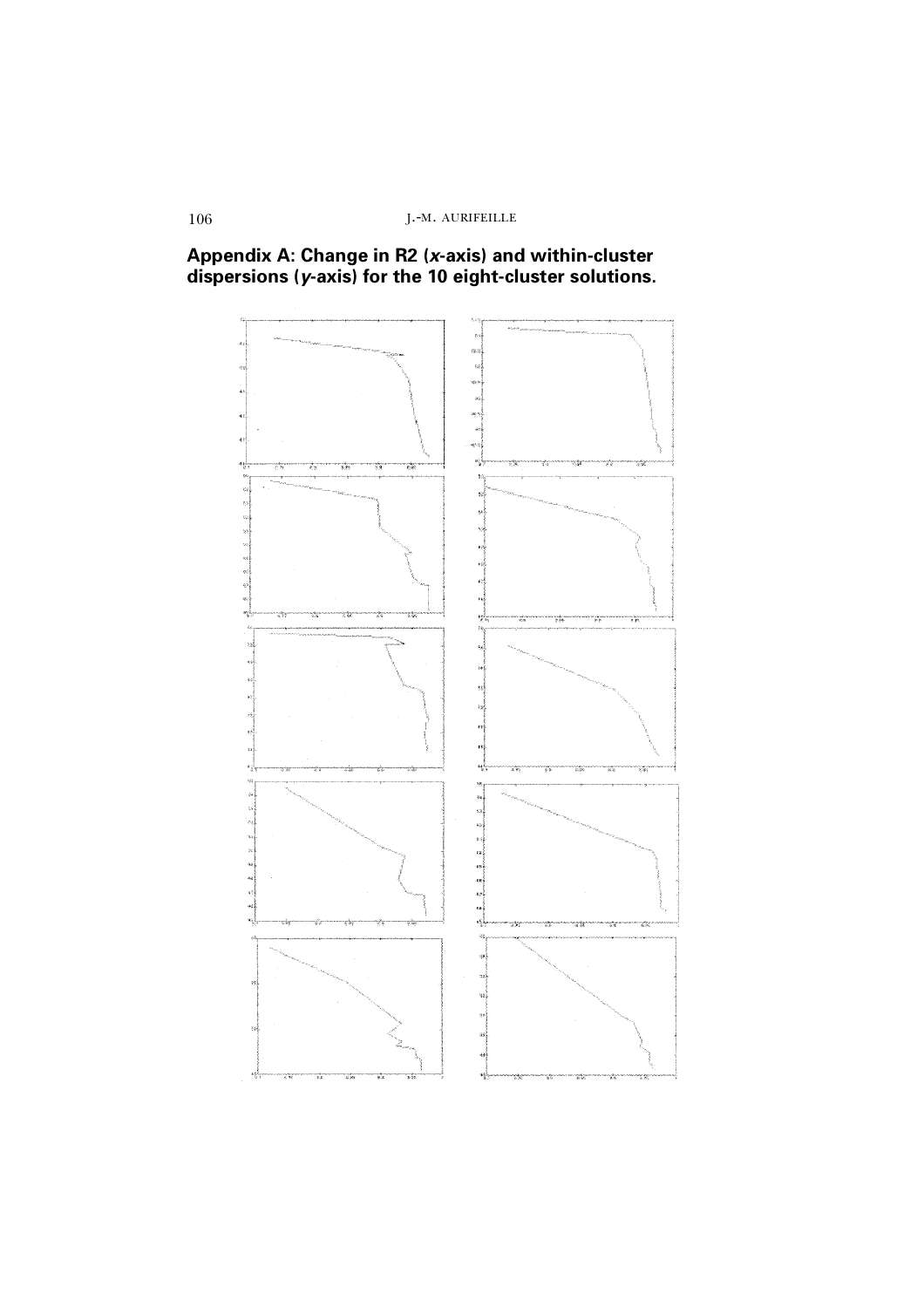## Appendix A: Change in R2 (*x*-axis) and within-cluster dispersions (*y*-axis) for the 10 eight-cluster solutions.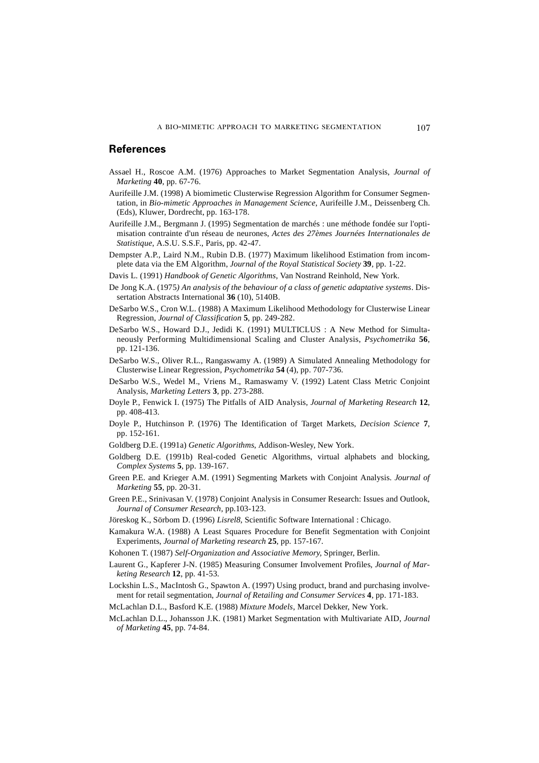## References

Assael H., Roscoe A.M. (1976) Approaches to Market Segmentation Analysis, *Journal of Marketing* **40**, pp. 67-76.

Aurifeille J.M. (1998) A biomimetic Clusterwise Regression Algorithm for Consumer Segmentation, in *Bio-mimetic Approaches in Management Science*, Aurifeille J.M., Deissenberg Ch. (Eds), Kluwer, Dordrecht, pp. 163-178.

Aurifeille J.M., Bergmann J. (1995) Segmentation de marchés : une méthode fondée sur l'optimisation contrainte d'un réseau de neurones, *Actes des 27èmes Journées Internationales de Statistique*, A.S.U. S.S.F., Paris, pp. 42-47.

Dempster A.P., Laird N.M., Rubin D.B. (1977) Maximum likelihood Estimation from incomplete data via the EM Algorithm, *Journal of the Royal Statistical Society* **39**, pp. 1-22.

Davis L. (1991) *Handbook of Genetic Algorithms*, Van Nostrand Reinhold, New York.

De Jong K.A. (1975*) An analysis of the behaviour of a class of genetic adaptative systems*. Dissertation Abstracts International **36** (10), 5140B.

DeSarbo W.S., Cron W.L. (1988) A Maximum Likelihood Methodology for Clusterwise Linear Regression, *Journal of Classification* **5**, pp. 249-282.

DeSarbo W.S., Howard D.J., Jedidi K. (1991) MULTICLUS : A New Method for Simultaneously Performing Multidimensional Scaling and Cluster Analysis, *Psychometrika* **56**, pp. 121-136.

DeSarbo W.S., Oliver R.L., Rangaswamy A. (1989) A Simulated Annealing Methodology for Clusterwise Linear Regression, *Psychometrika* **54** (4), pp. 707-736.

DeSarbo W.S., Wedel M., Vriens M., Ramaswamy V. (1992) Latent Class Metric Conjoint Analysis, *Marketing Letters* **3**, pp. 273-288.

Doyle P., Fenwick I. (1975) The Pitfalls of AID Analysis, *Journal of Marketing Research* **12**, pp. 408-413.

Doyle P., Hutchinson P. (1976) The Identification of Target Markets, *Decision Science* **7**, pp. 152-161.

Goldberg D.E. (1991a) *Genetic Algorithms*, Addison-Wesley, New York.

Goldberg D.E. (1991b) Real-coded Genetic Algorithms, virtual alphabets and blocking, *Complex Systems* **5**, pp. 139-167.

Green P.E. and Krieger A.M. (1991) Segmenting Markets with Conjoint Analysis. *Journal of Marketing* **55**, pp. 20-31.

Green P.E., Srinivasan V. (1978) Conjoint Analysis in Consumer Research: Issues and Outlook, *Journal of Consumer Research*, pp.103-123.

Jöreskog K., Sörbom D. (1996) *Lisrel8*, Scientific Software International : Chicago.

Kamakura W.A. (1988) A Least Squares Procedure for Benefit Segmentation with Conjoint Experiments, *Journal of Marketing research* **25**, pp. 157-167.

Kohonen T. (1987) *Self-Organization and Associative Memory*, Springer, Berlin.

Laurent G., Kapferer J-N. (1985) Measuring Consumer Involvement Profiles, *Journal of Marketing Research* **12**, pp. 41-53.

Lockshin L.S., MacIntosh G., Spawton A. (1997) Using product, brand and purchasing involvement for retail segmentation, *Journal of Retailing and Consumer Services* **4**, pp. 171-183.

McLachlan D.L., Basford K.E. (1988) *Mixture Models*, Marcel Dekker, New York.

McLachlan D.L., Johansson J.K. (1981) Market Segmentation with Multivariate AID, *Journal of Marketing* **45**, pp. 74-84.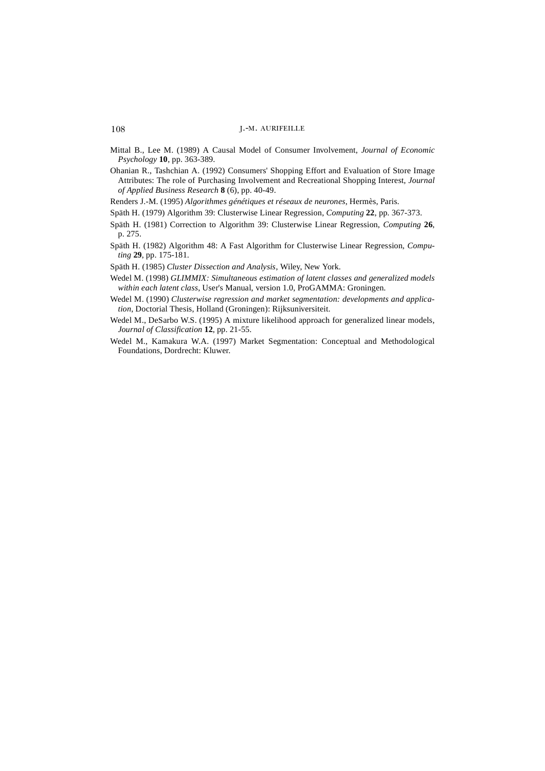Mittal B., Lee M. (1989) A Causal Model of Consumer Involvement, *Journal of Economic Psychology* **10**, pp. 363-389.

Ohanian R., Tashchian A. (1992) Consumers' Shopping Effort and Evaluation of Store Image Attributes: The role of Purchasing Involvement and Recreational Shopping Interest, *Journal of Applied Business Research* **8** (6), pp. 40-49.

Renders J.-M. (1995) *Algorithmes génétiques et réseaux de neurones*, Hermès, Paris.

Späth H. (1979) Algorithm 39: Clusterwise Linear Regression, *Computing* **22**, pp. 367-373.

Späth H. (1981) Correction to Algorithm 39: Clusterwise Linear Regression, *Computing* **26**, p. 275.

Späth H. (1982) Algorithm 48: A Fast Algorithm for Clusterwise Linear Regression, *Computing* **29**, pp. 175-181.

Späth H. (1985) *Cluster Dissection and Analysis*, Wiley, New York.

Wedel M. (1998) *GLIMMIX: Simultaneous estimation of latent classes and generalized models within each latent class*, User's Manual, version 1.0, ProGAMMA: Groningen.

Wedel M. (1990) *Clusterwise regression and market segmentation: developments and application*, Doctorial Thesis, Holland (Groningen): Rijksuniversiteit.

Wedel M., DeSarbo W.S. (1995) A mixture likelihood approach for generalized linear models, *Journal of Classification* **12**, pp. 21-55.

Wedel M., Kamakura W.A. (1997) Market Segmentation: Conceptual and Methodological Foundations, Dordrecht: Kluwer.